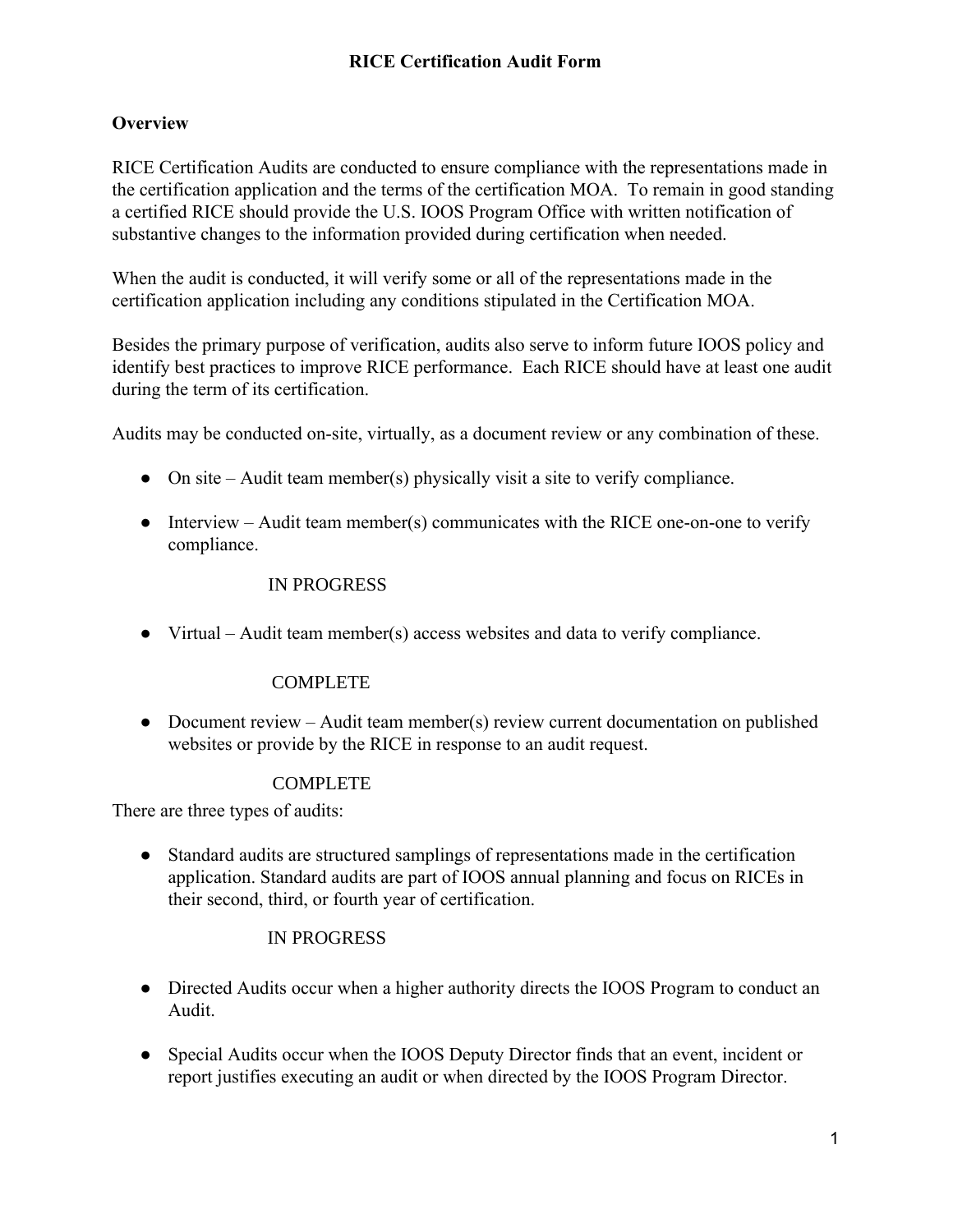# RICE Certification Audit Form

## Overview

RICE Certification Audits are conducted to ensure compliance with the representations made in the certification application and the terms of the certification MOA. To remain in good standing a certified RICE should provide the U.S. IOOS Program Office with written notification of substantive changes to the information provided during certification when needed.

When the audit is conducted, it will verify some or all of the representations made in the certification application including any conditions stipulated in the Certification MOA.

Besides the primary purpose of verification, audits also serve to inform future IOOS policy and identify best practices to improve RICE performance. Each RICE should have at least one audit during the term of its certification.

Audits may be conducted on-site, virtually, as a document review or any combination of these.

- On site – Audit team member(s) physically visit a site to verify compliance.
- Interview – Audit team member(s) communicates with the RICE one-on-one to verify compliance.

  IN PROGRESS

- Virtual – Audit team member(s) access websites and data to verify compliance.

  COMPLETE

- Document review – Audit team member(s) review current documentation on published websites or provide by the RICE in response to an audit request.

  COMPLETE

There are three types of audits:

- Standard audits are structured samplings of representations made in the certification application. Standard audits are part of IOOS annual planning and focus on RICEs in their second, third, or fourth year of certification.

  IN PROGRESS

- Directed Audits occur when a higher authority directs the IOOS Program to conduct an Audit.
- Special Audits occur when the IOOS Deputy Director finds that an event, incident or report justifies executing an audit or when directed by the IOOS Program Director.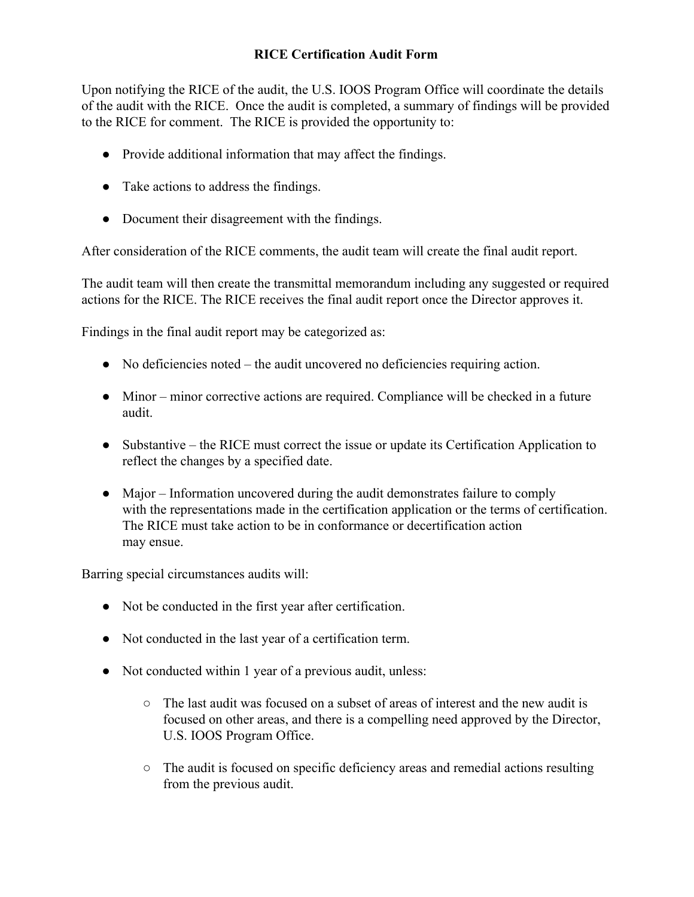**RICE Certification Audit Form**

Upon notifying the RICE of the audit, the U.S. IOOS Program Office will coordinate the details of the audit with the RICE. Once the audit is completed, a summary of findings will be provided to the RICE for comment. The RICE is provided the opportunity to:

- Provide additional information that may affect the findings.
- Take actions to address the findings.
- Document their disagreement with the findings.

After consideration of the RICE comments, the audit team will create the final audit report.

The audit team will then create the transmittal memorandum including any suggested or required actions for the RICE. The RICE receives the final audit report once the Director approves it.

Findings in the final audit report may be categorized as:

- No deficiencies noted – the audit uncovered no deficiencies requiring action.
- Minor – minor corrective actions are required. Compliance will be checked in a future audit.
- Substantive – the RICE must correct the issue or update its Certification Application to reflect the changes by a specified date.
- Major – Information uncovered during the audit demonstrates failure to comply with the representations made in the certification application or the terms of certification. The RICE must take action to be in conformance or decertification action may ensue.

Barring special circumstances audits will:

- Not be conducted in the first year after certification.
- Not conducted in the last year of a certification term.
- Not conducted within 1 year of a previous audit, unless:
  - The last audit was focused on a subset of areas of interest and the new audit is focused on other areas, and there is a compelling need approved by the Director, U.S. IOOS Program Office.
  - The audit is focused on specific deficiency areas and remedial actions resulting from the previous audit.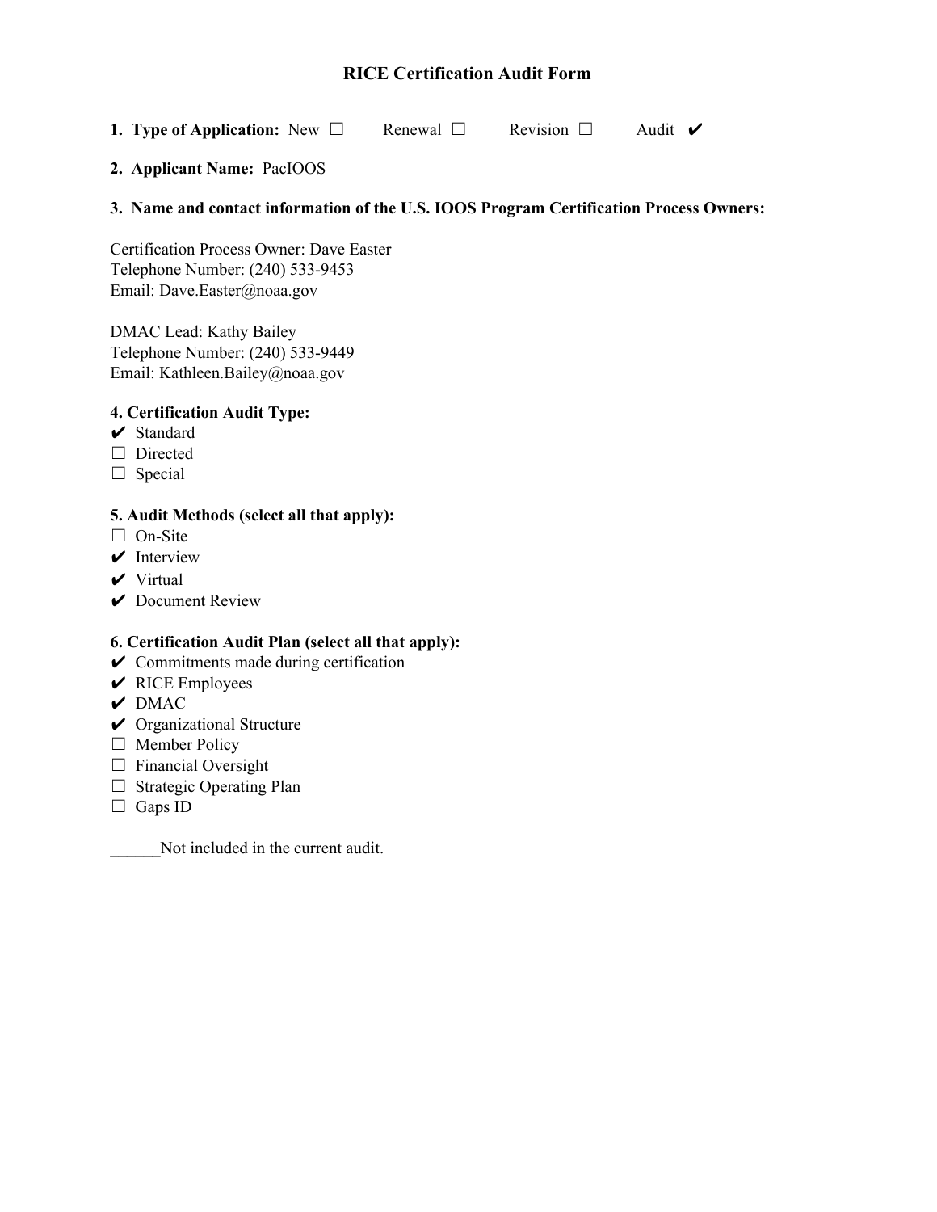# RICE Certification Audit Form

**1. Type of Application:** New ☐ Renewal ☐ Revision ☐ Audit ✔

**2. Applicant Name:** PacIOOS

**3. Name and contact information of the U.S. IOOS Program Certification Process Owners:**

Certification Process Owner: Dave Easter
Telephone Number: (240) 533-9453
Email: Dave.Easter@noaa.gov

DMAC Lead: Kathy Bailey
Telephone Number: (240) 533-9449
Email: Kathleen.Bailey@noaa.gov

**4. Certification Audit Type:**

✔ Standard
☐ Directed
☐ Special

**5. Audit Methods (select all that apply):**

☐ On-Site
✔ Interview
✔ Virtual
✔ Document Review

**6. Certification Audit Plan (select all that apply):**

✔ Commitments made during certification
✔ RICE Employees
✔ DMAC
✔ Organizational Structure
☐ Member Policy
☐ Financial Oversight
☐ Strategic Operating Plan
☐ Gaps ID

______Not included in the current audit.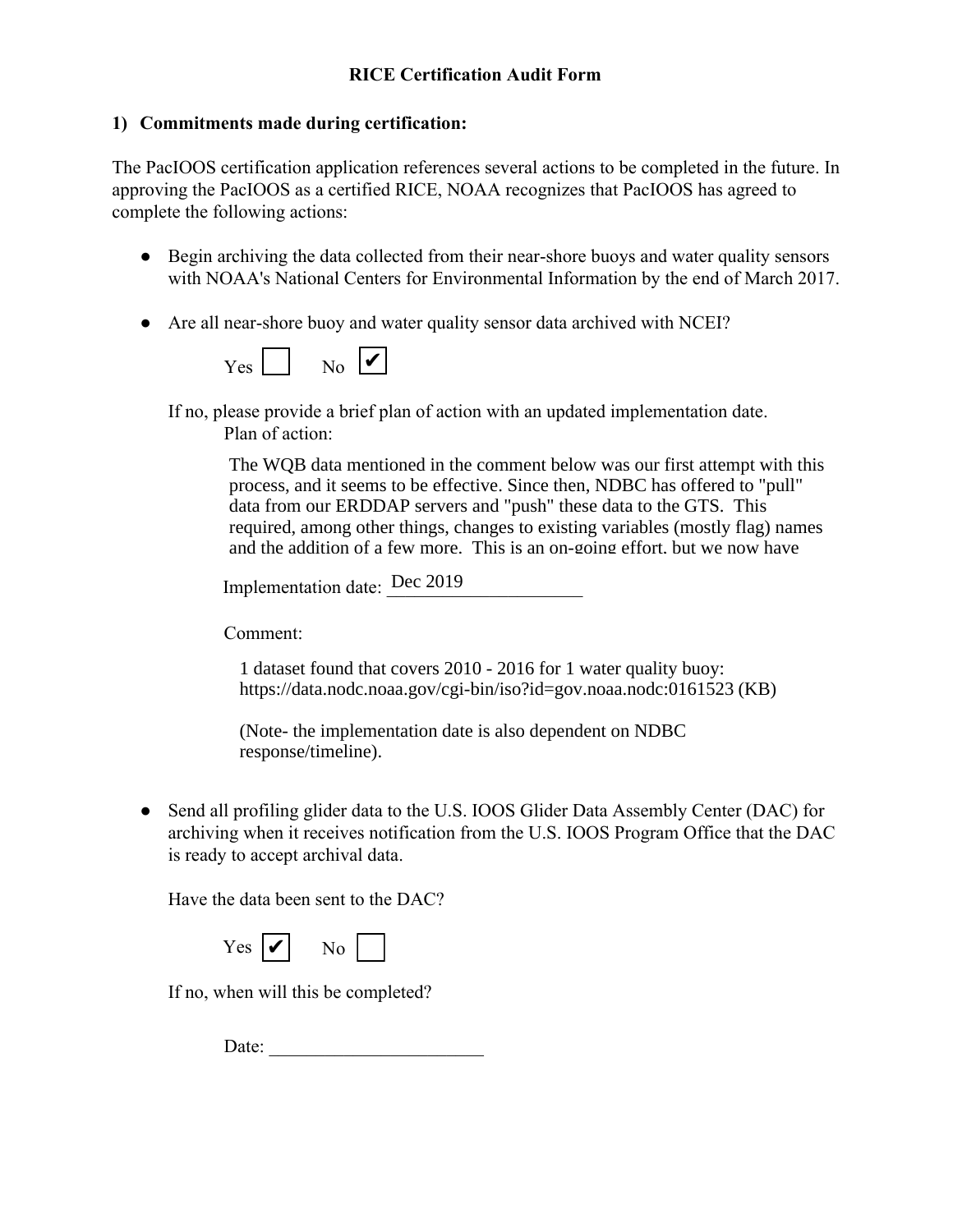**RICE Certification Audit Form**

**1) Commitments made during certification:**

The PacIOOS certification application references several actions to be completed in the future. In approving the PacIOOS as a certified RICE, NOAA recognizes that PacIOOS has agreed to complete the following actions:

- Begin archiving the data collected from their near-shore buoys and water quality sensors with NOAA's National Centers for Environmental Information by the end of March 2017.

- Are all near-shore buoy and water quality sensor data archived with NCEI?

  Yes ☐ No ☑

  If no, please provide a brief plan of action with an updated implementation date.

  Plan of action:

  The WQB data mentioned in the comment below was our first attempt with this process, and it seems to be effective. Since then, NDBC has offered to "pull" data from our ERDDAP servers and "push" these data to the GTS. This required, among other things, changes to existing variables (mostly flag) names and the addition of a few more. This is an on-going effort, but we now have

  Implementation date: Dec 2019

  Comment:

  1 dataset found that covers 2010 - 2016 for 1 water quality buoy: https://data.nodc.noaa.gov/cgi-bin/iso?id=gov.noaa.nodc:0161523 (KB)

  (Note- the implementation date is also dependent on NDBC response/timeline).

- Send all profiling glider data to the U.S. IOOS Glider Data Assembly Center (DAC) for archiving when it receives notification from the U.S. IOOS Program Office that the DAC is ready to accept archival data.

  Have the data been sent to the DAC?

  Yes ☑ No ☐

  If no, when will this be completed?

  Date: _______________________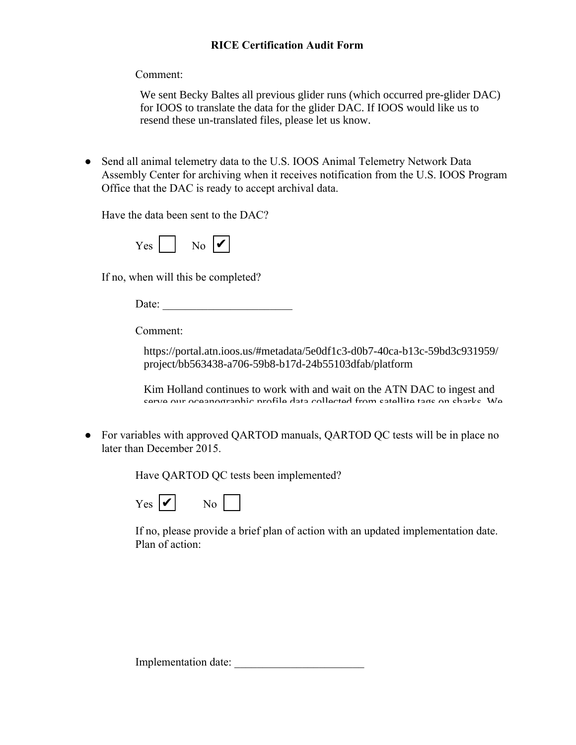**RICE Certification Audit Form**

Comment:

We sent Becky Baltes all previous glider runs (which occurred pre-glider DAC) for IOOS to translate the data for the glider DAC. If IOOS would like us to resend these un-translated files, please let us know.

- Send all animal telemetry data to the U.S. IOOS Animal Telemetry Network Data Assembly Center for archiving when it receives notification from the U.S. IOOS Program Office that the DAC is ready to accept archival data.

  Have the data been sent to the DAC?

  Yes ☐ No ☑

  If no, when will this be completed?

  Date: _______________________

  Comment:

  https://portal.atn.ioos.us/#metadata/5e0df1c3-d0b7-40ca-b13c-59bd3c931959/project/bb563438-a706-59b8-b17d-24b55103dfab/platform

  Kim Holland continues to work with and wait on the ATN DAC to ingest and serve our oceanographic profile data collected from satellite tags on sharks. We

- For variables with approved QARTOD manuals, QARTOD QC tests will be in place no later than December 2015.

  Have QARTOD QC tests been implemented?

  Yes ☑ No ☐

  If no, please provide a brief plan of action with an updated implementation date.
  Plan of action:

  Implementation date: _______________________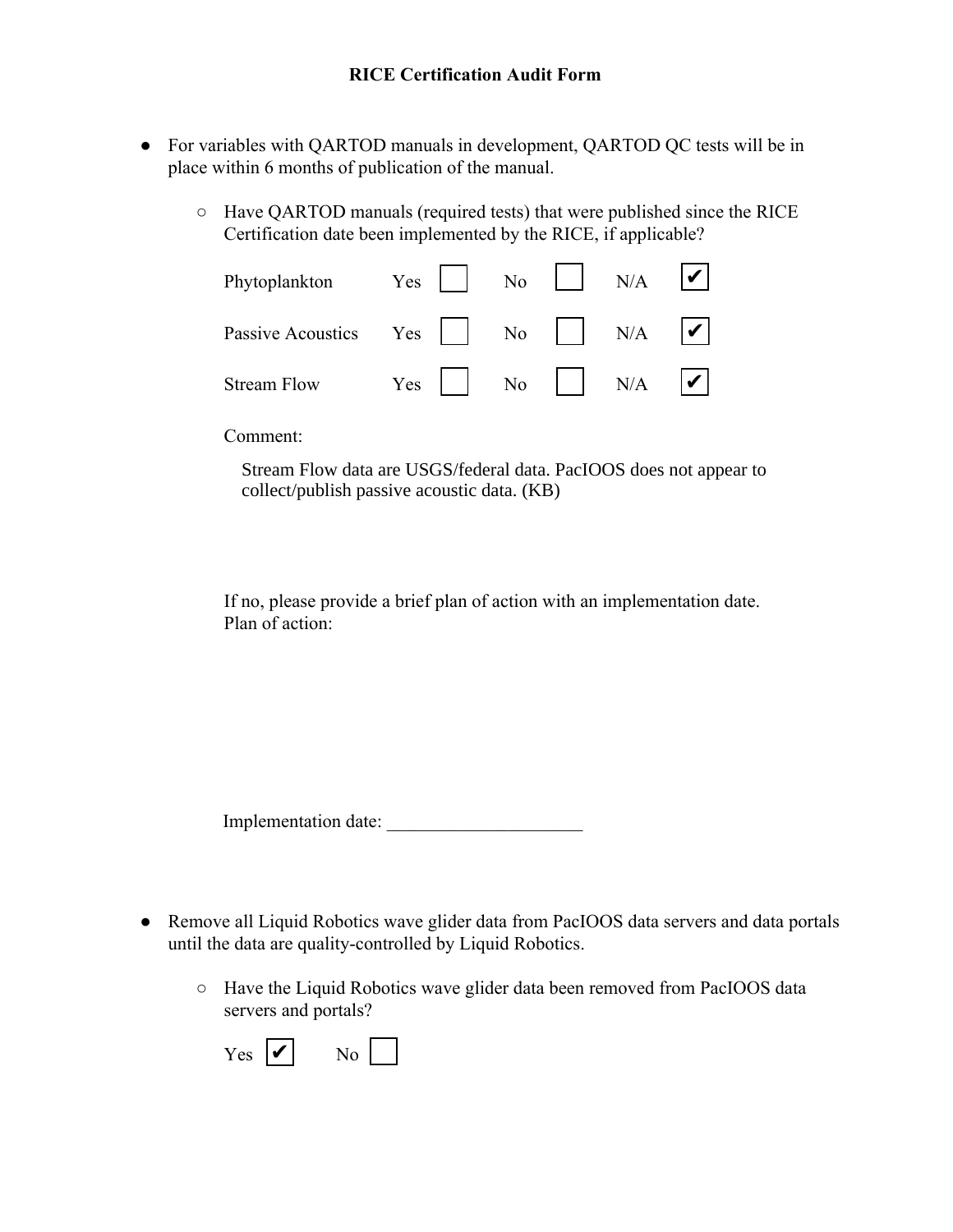**RICE Certification Audit Form**

- For variables with QARTOD manuals in development, QARTOD QC tests will be in place within 6 months of publication of the manual.
  - Have QARTOD manuals (required tests) that were published since the RICE Certification date been implemented by the RICE, if applicable?

| | Yes | No | N/A |
|---|---|---|---|
| Phytoplankton | ☐ | ☐ | ☑ |
| Passive Acoustics | ☐ | ☐ | ☑ |
| Stream Flow | ☐ | ☐ | ☑ |

Comment:

Stream Flow data are USGS/federal data. PacIOOS does not appear to collect/publish passive acoustic data. (KB)

If no, please provide a brief plan of action with an implementation date.
Plan of action:

Implementation date: _____________________

- Remove all Liquid Robotics wave glider data from PacIOOS data servers and data portals until the data are quality-controlled by Liquid Robotics.
  - Have the Liquid Robotics wave glider data been removed from PacIOOS data servers and portals?

Yes ☑ No ☐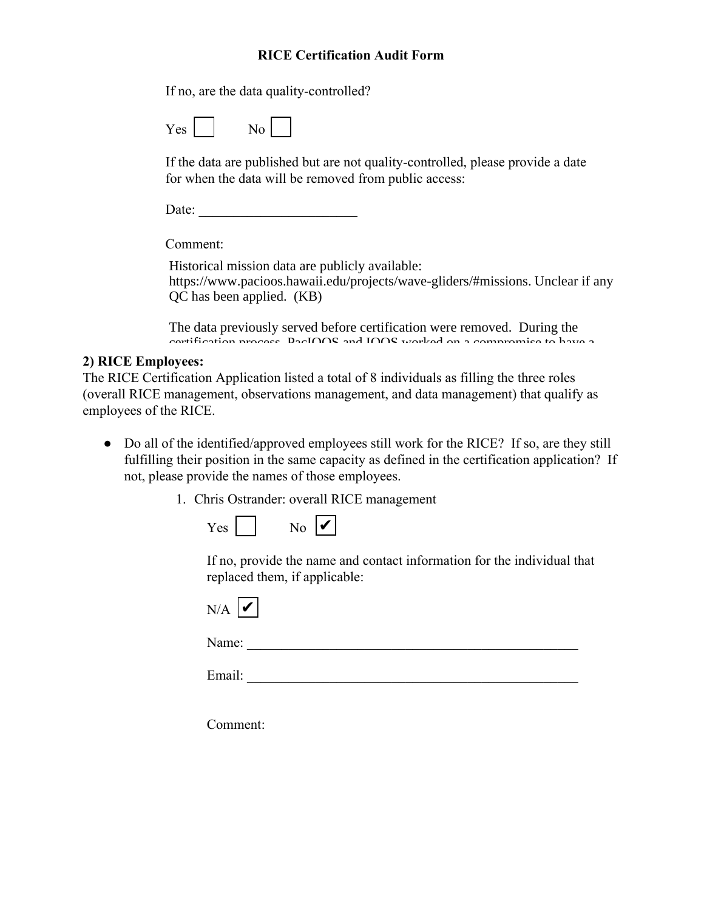If no, are the data quality-controlled?

Yes ☐ No ☐

If the data are published but are not quality-controlled, please provide a date for when the data will be removed from public access:

Date: ______________________

Comment:

Historical mission data are publicly available: https://www.pacioos.hawaii.edu/projects/wave-gliders/#missions. Unclear if any QC has been applied. (KB)

The data previously served before certification were removed. During the certification process, PacIOOS and IOOS worked on a compromise to have a

**2) RICE Employees:**

The RICE Certification Application listed a total of 8 individuals as filling the three roles (overall RICE management, observations management, and data management) that qualify as employees of the RICE.

- Do all of the identified/approved employees still work for the RICE? If so, are they still fulfilling their position in the same capacity as defined in the certification application? If not, please provide the names of those employees.

1. Chris Ostrander: overall RICE management

   Yes ☐ No ☑

   If no, provide the name and contact information for the individual that replaced them, if applicable:

   N/A ☑

   Name: ______________________________________________

   Email: ______________________________________________

   Comment: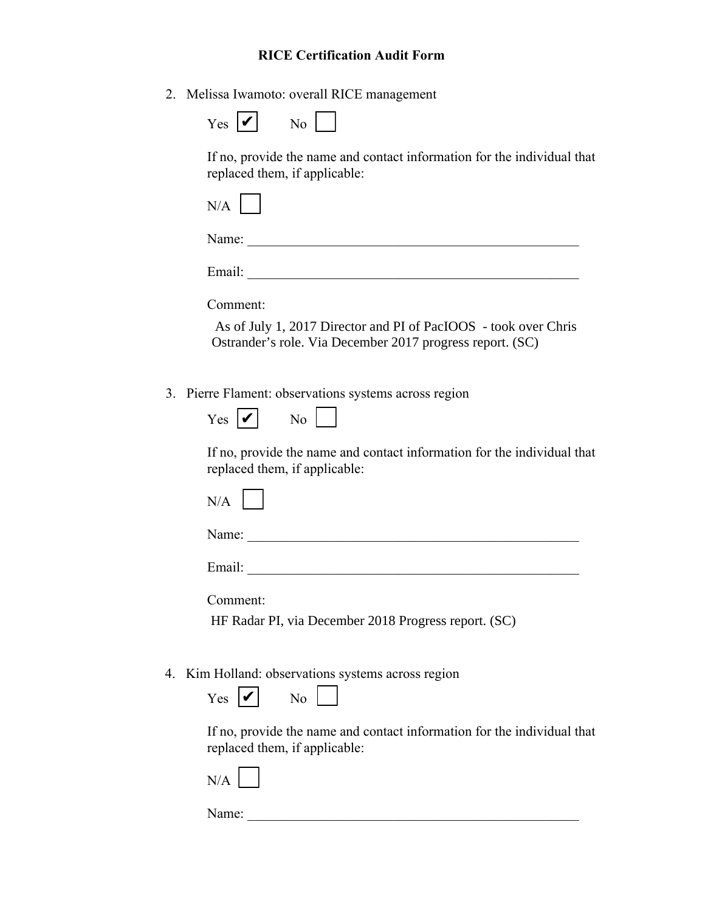### RICE Certification Audit Form

2. Melissa Iwamoto: overall RICE management

   Yes ☑ No ☐

   If no, provide the name and contact information for the individual that replaced them, if applicable:

   N/A ☐

   Name: \_\_\_\_\_\_\_\_\_\_\_\_\_\_\_\_\_\_\_\_\_\_\_\_\_\_\_\_\_\_\_\_\_\_\_\_

   Email: \_\_\_\_\_\_\_\_\_\_\_\_\_\_\_\_\_\_\_\_\_\_\_\_\_\_\_\_\_\_\_\_\_\_\_\_

   Comment:

   As of July 1, 2017 Director and PI of PacIOOS - took over Chris Ostrander's role. Via December 2017 progress report. (SC)

3. Pierre Flament: observations systems across region

   Yes ☑ No ☐

   If no, provide the name and contact information for the individual that replaced them, if applicable:

   N/A ☐

   Name: \_\_\_\_\_\_\_\_\_\_\_\_\_\_\_\_\_\_\_\_\_\_\_\_\_\_\_\_\_\_\_\_\_\_\_\_

   Email: \_\_\_\_\_\_\_\_\_\_\_\_\_\_\_\_\_\_\_\_\_\_\_\_\_\_\_\_\_\_\_\_\_\_\_\_

   Comment:

   HF Radar PI, via December 2018 Progress report. (SC)

4. Kim Holland: observations systems across region

   Yes ☑ No ☐

   If no, provide the name and contact information for the individual that replaced them, if applicable:

   N/A ☐

   Name: \_\_\_\_\_\_\_\_\_\_\_\_\_\_\_\_\_\_\_\_\_\_\_\_\_\_\_\_\_\_\_\_\_\_\_\_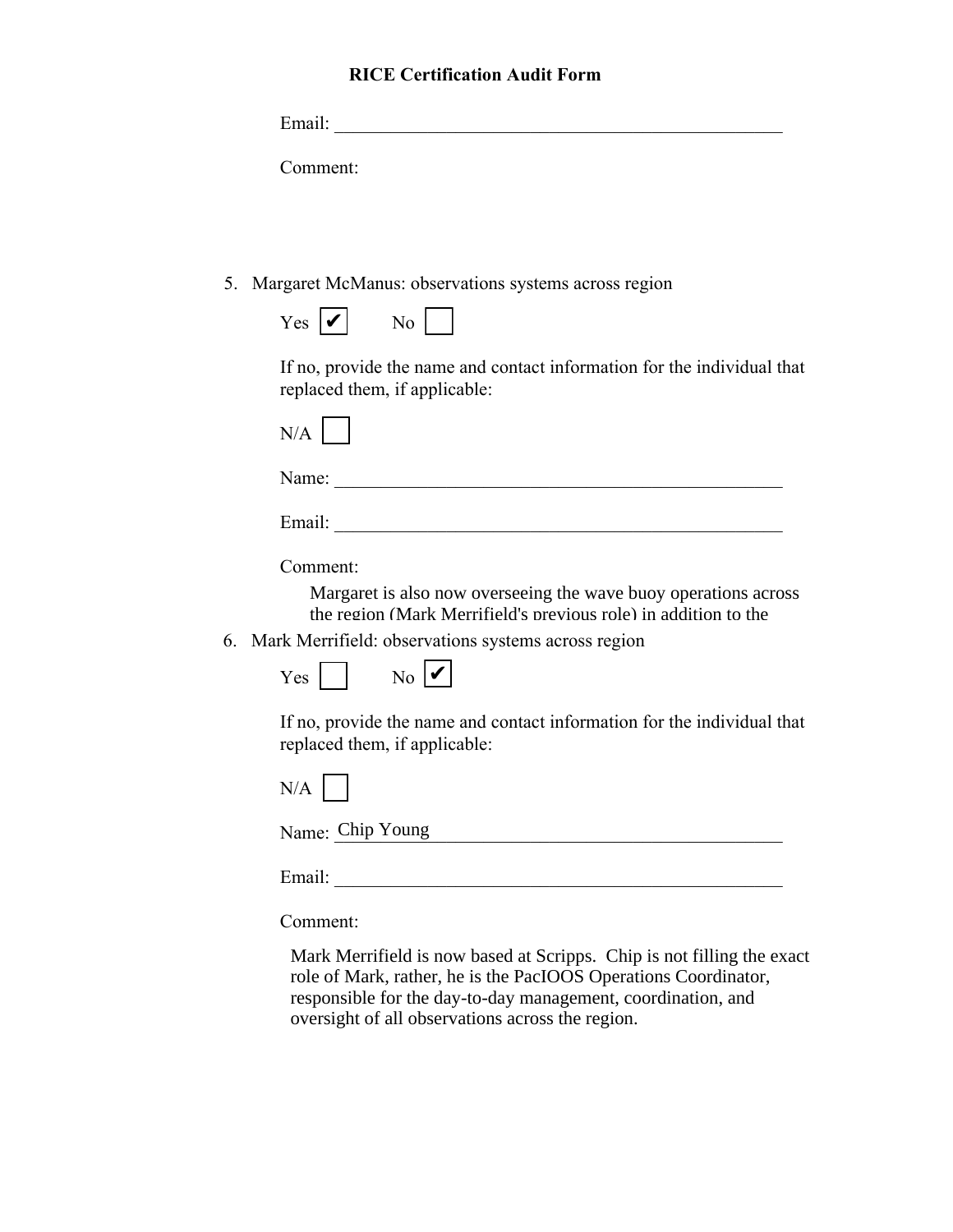# RICE Certification Audit Form

Email: ___________________________________________

Comment:

5. Margaret McManus: observations systems across region

   Yes [✔] No [ ]

   If no, provide the name and contact information for the individual that replaced them, if applicable:

   N/A [ ]

   Name: ___________________________________________

   Email: ___________________________________________

   Comment:

   Margaret is also now overseeing the wave buoy operations across the region (Mark Merrifield's previous role) in addition to the

6. Mark Merrifield: observations systems across region

   Yes [ ] No [✔]

   If no, provide the name and contact information for the individual that replaced them, if applicable:

   N/A [ ]

   Name: Chip Young

   Email: ___________________________________________

   Comment:

   Mark Merrifield is now based at Scripps. Chip is not filling the exact role of Mark, rather, he is the PacIOOS Operations Coordinator, responsible for the day-to-day management, coordination, and oversight of all observations across the region.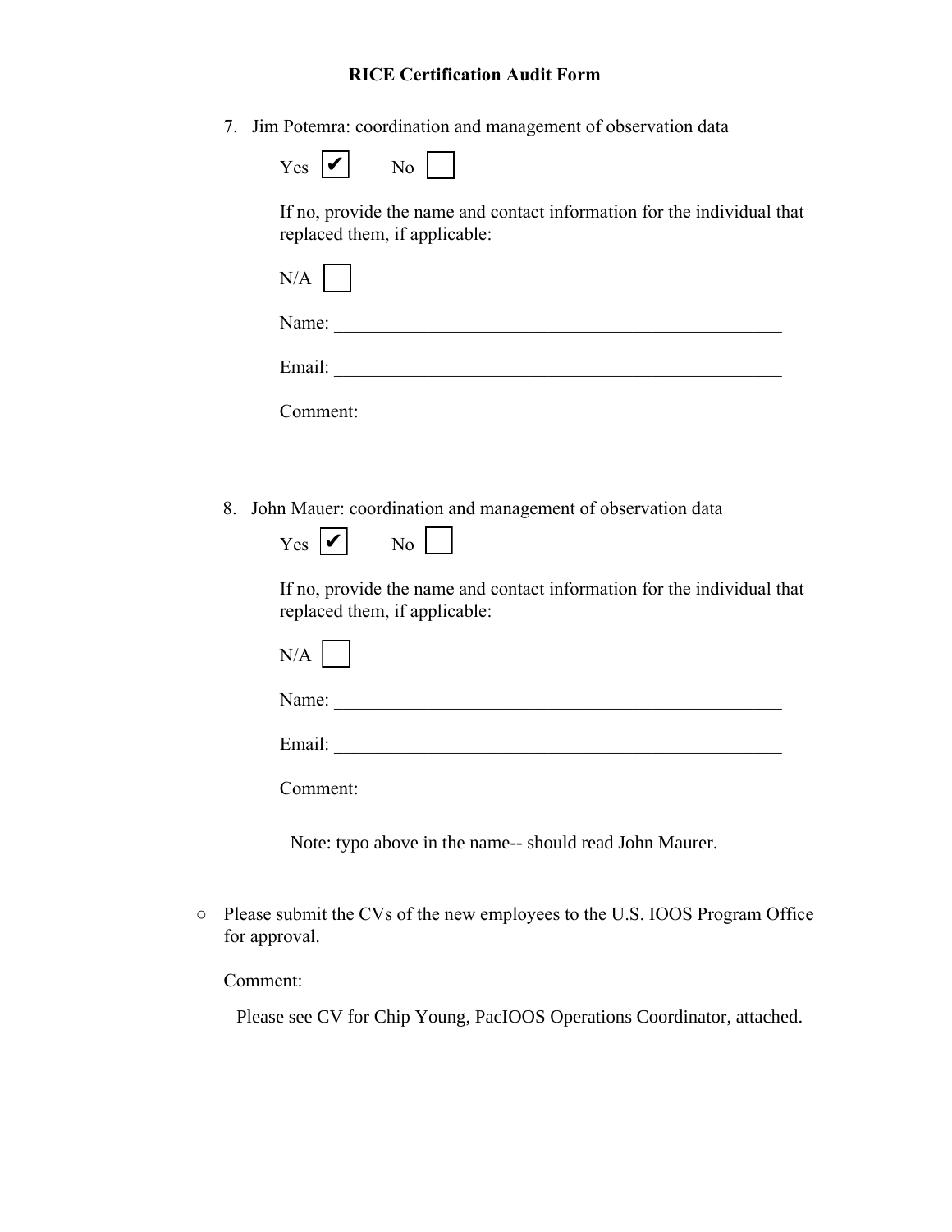# RICE Certification Audit Form

7. Jim Potemra: coordination and management of observation data

   Yes ☑ No ☐

   If no, provide the name and contact information for the individual that replaced them, if applicable:

   N/A ☐

   Name: ______________________________

   Email: ______________________________

   Comment:

8. John Mauer: coordination and management of observation data

   Yes ☑ No ☐

   If no, provide the name and contact information for the individual that replaced them, if applicable:

   N/A ☐

   Name: ______________________________

   Email: ______________________________

   Comment:

   Note: typo above in the name-- should read John Maurer.

- Please submit the CVs of the new employees to the U.S. IOOS Program Office for approval.

  Comment:

  Please see CV for Chip Young, PacIOOS Operations Coordinator, attached.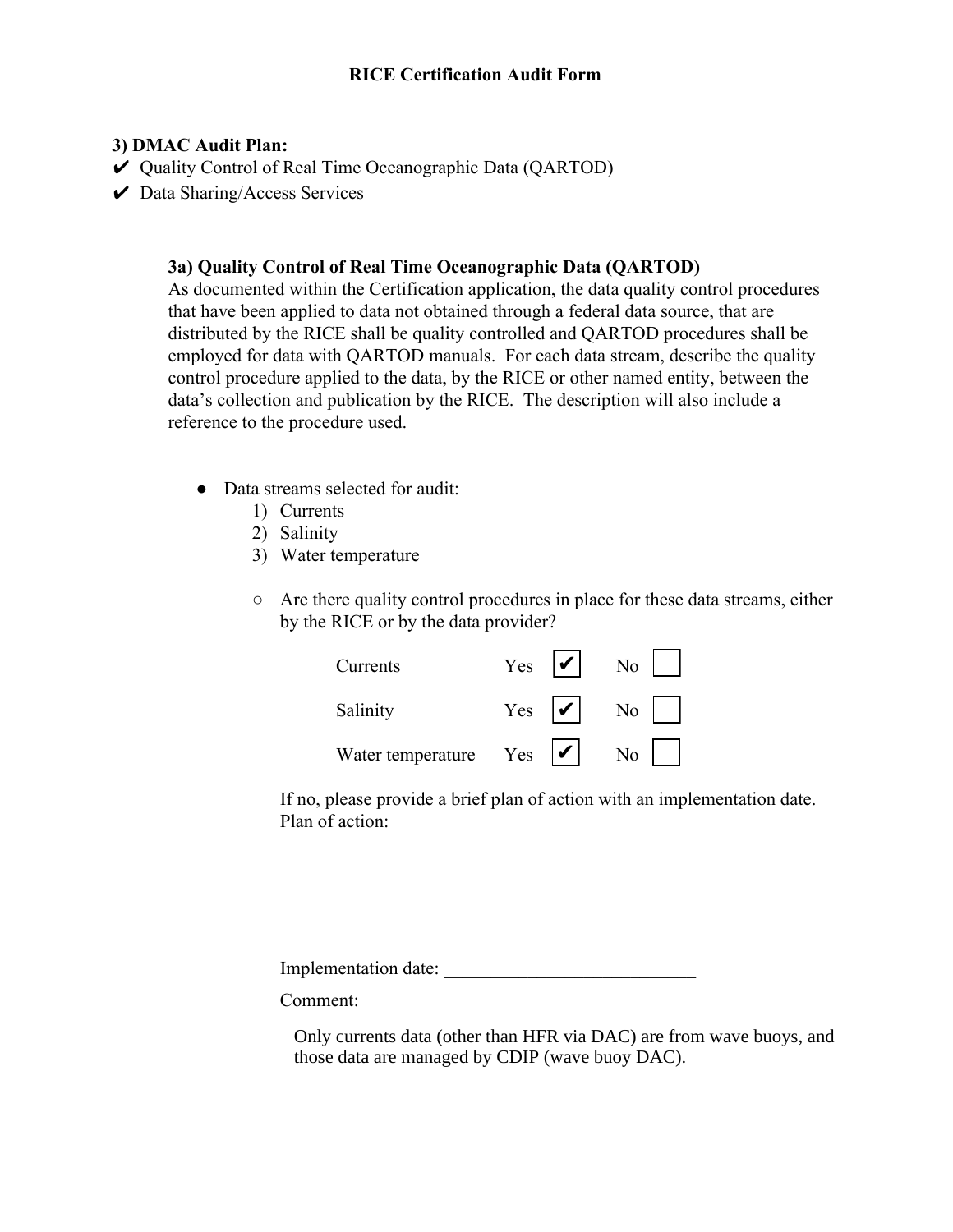**RICE Certification Audit Form**

**3) DMAC Audit Plan:**

✔ Quality Control of Real Time Oceanographic Data (QARTOD)
✔ Data Sharing/Access Services

**3a) Quality Control of Real Time Oceanographic Data (QARTOD)**

As documented within the Certification application, the data quality control procedures that have been applied to data not obtained through a federal data source, that are distributed by the RICE shall be quality controlled and QARTOD procedures shall be employed for data with QARTOD manuals. For each data stream, describe the quality control procedure applied to the data, by the RICE or other named entity, between the data's collection and publication by the RICE. The description will also include a reference to the procedure used.

- Data streams selected for audit:
    1) Currents
    2) Salinity
    3) Water temperature

    - Are there quality control procedures in place for these data streams, either by the RICE or by the data provider?

| | Yes | No |
|---|---|---|
| Currents | ✔ | ☐ |
| Salinity | ✔ | ☐ |
| Water temperature | ✔ | ☐ |

If no, please provide a brief plan of action with an implementation date.
Plan of action:

Implementation date: ___________________________

Comment:

Only currents data (other than HFR via DAC) are from wave buoys, and those data are managed by CDIP (wave buoy DAC).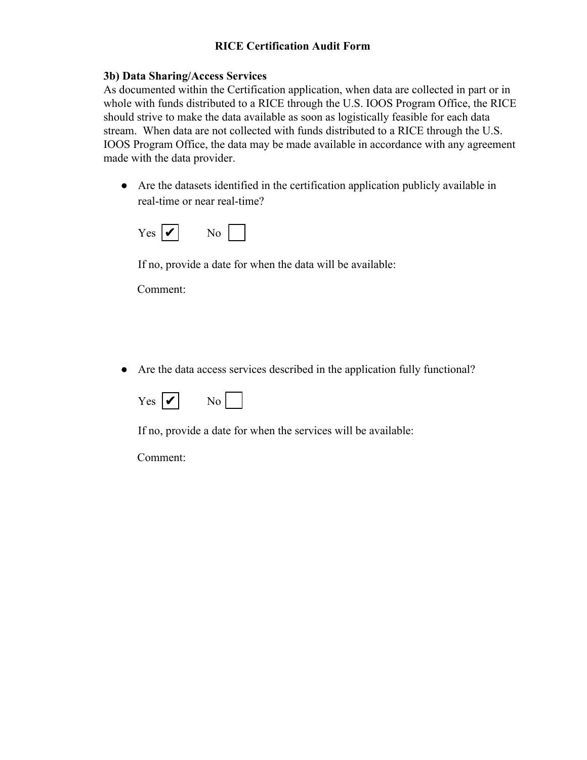# RICE Certification Audit Form

### 3b) Data Sharing/Access Services

As documented within the Certification application, when data are collected in part or in whole with funds distributed to a RICE through the U.S. IOOS Program Office, the RICE should strive to make the data available as soon as logistically feasible for each data stream. When data are not collected with funds distributed to a RICE through the U.S. IOOS Program Office, the data may be made available in accordance with any agreement made with the data provider.

- Are the datasets identified in the certification application publicly available in real-time or near real-time?

  Yes ☑ No ☐

  If no, provide a date for when the data will be available:

  Comment:

- Are the data access services described in the application fully functional?

  Yes ☑ No ☐

  If no, provide a date for when the services will be available:

  Comment: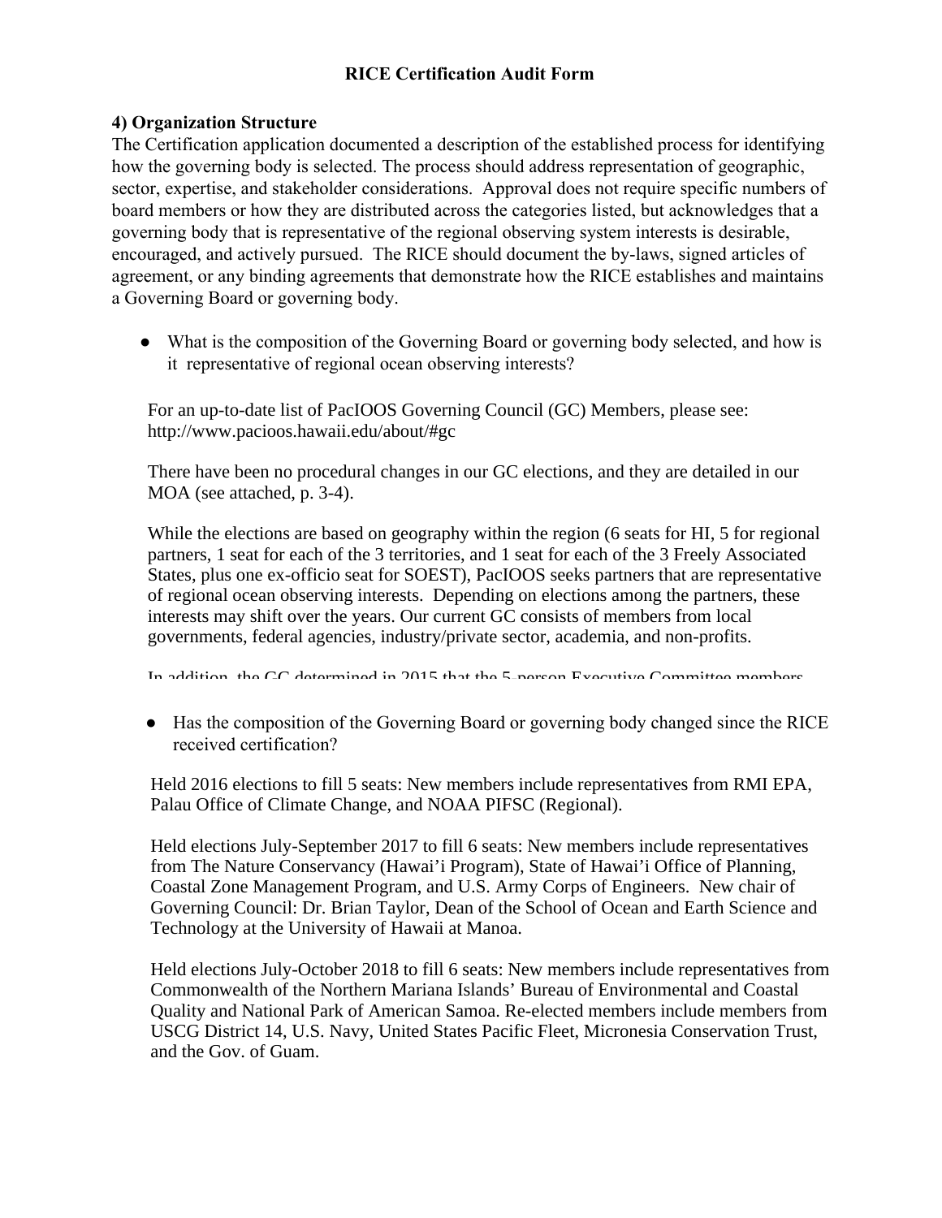**RICE Certification Audit Form**

**4) Organization Structure**

The Certification application documented a description of the established process for identifying how the governing body is selected. The process should address representation of geographic, sector, expertise, and stakeholder considerations. Approval does not require specific numbers of board members or how they are distributed across the categories listed, but acknowledges that a governing body that is representative of the regional observing system interests is desirable, encouraged, and actively pursued. The RICE should document the by-laws, signed articles of agreement, or any binding agreements that demonstrate how the RICE establishes and maintains a Governing Board or governing body.

- What is the composition of the Governing Board or governing body selected, and how is it representative of regional ocean observing interests?

For an up-to-date list of PacIOOS Governing Council (GC) Members, please see: http://www.pacioos.hawaii.edu/about/#gc

There have been no procedural changes in our GC elections, and they are detailed in our MOA (see attached, p. 3-4).

While the elections are based on geography within the region (6 seats for HI, 5 for regional partners, 1 seat for each of the 3 territories, and 1 seat for each of the 3 Freely Associated States, plus one ex-officio seat for SOEST), PacIOOS seeks partners that are representative of regional ocean observing interests. Depending on elections among the partners, these interests may shift over the years. Our current GC consists of members from local governments, federal agencies, industry/private sector, academia, and non-profits.

In addition, the GC determined in 2015 that the 5-person Executive Committee members

- Has the composition of the Governing Board or governing body changed since the RICE received certification?

Held 2016 elections to fill 5 seats: New members include representatives from RMI EPA, Palau Office of Climate Change, and NOAA PIFSC (Regional).

Held elections July-September 2017 to fill 6 seats: New members include representatives from The Nature Conservancy (Hawai'i Program), State of Hawai'i Office of Planning, Coastal Zone Management Program, and U.S. Army Corps of Engineers. New chair of Governing Council: Dr. Brian Taylor, Dean of the School of Ocean and Earth Science and Technology at the University of Hawaii at Manoa.

Held elections July-October 2018 to fill 6 seats: New members include representatives from Commonwealth of the Northern Mariana Islands' Bureau of Environmental and Coastal Quality and National Park of American Samoa. Re-elected members include members from USCG District 14, U.S. Navy, United States Pacific Fleet, Micronesia Conservation Trust, and the Gov. of Guam.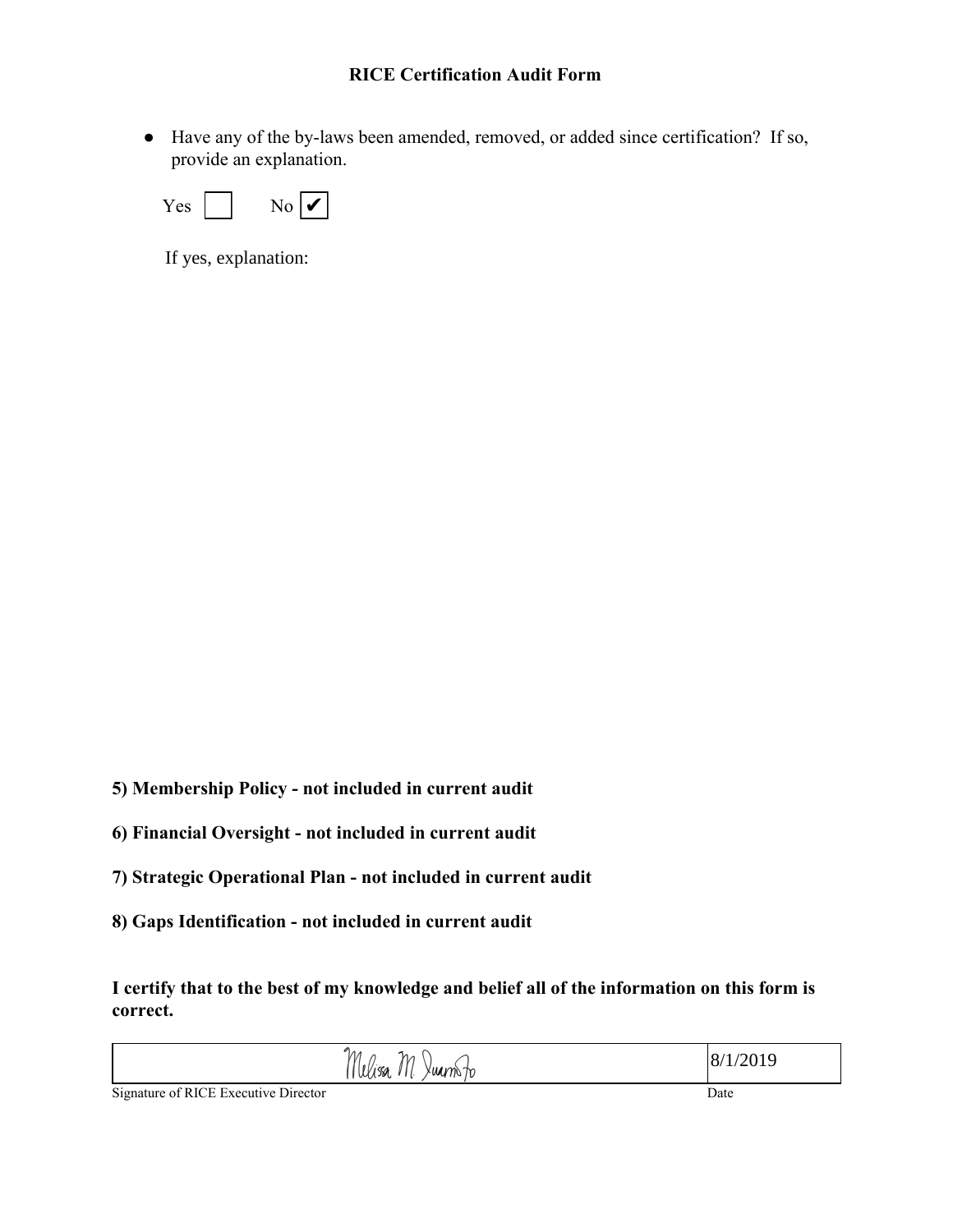**RICE Certification Audit Form**

- Have any of the by-laws been amended, removed, or added since certification? If so, provide an explanation.

  Yes ☐ No ☑

  If yes, explanation:

**5) Membership Policy - not included in current audit**

**6) Financial Oversight - not included in current audit**

**7) Strategic Operational Plan - not included in current audit**

**8) Gaps Identification - not included in current audit**

**I certify that to the best of my knowledge and belief all of the information on this form is correct.**

| Melissa M Iuamoto | 8/1/2019 |
| --- | --- |
| Signature of RICE Executive Director | Date |